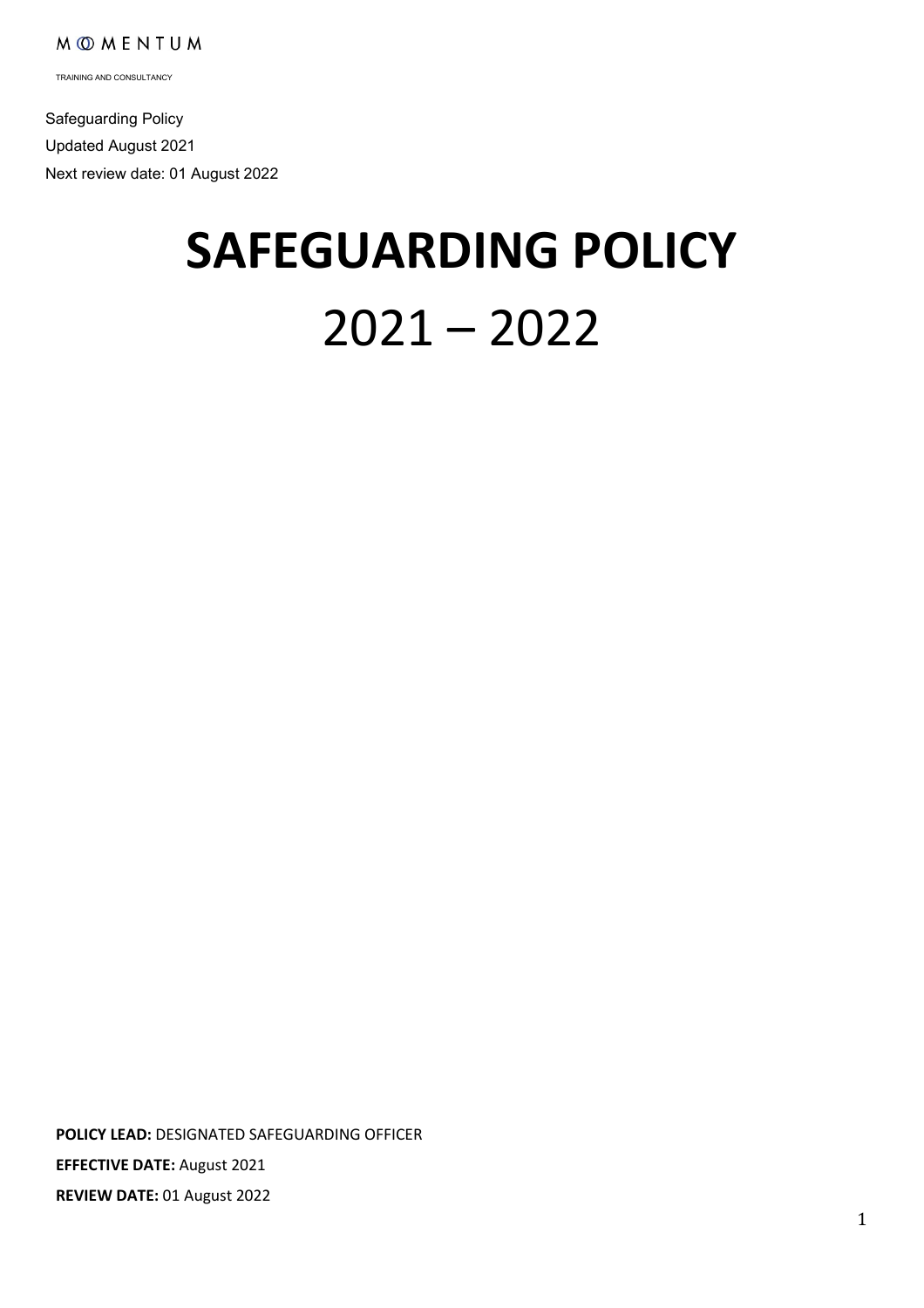MOMENTUM

TRAINING AND CONSULTANCY

Safeguarding Policy

Updated August 2021

Next review date: 01 August 2022

# SAFEGUARDING POLICY
# 2021 – 2022

**POLICY LEAD:** DESIGNATED SAFEGUARDING OFFICER

**EFFECTIVE DATE:** August 2021

**REVIEW DATE:** 01 August 2022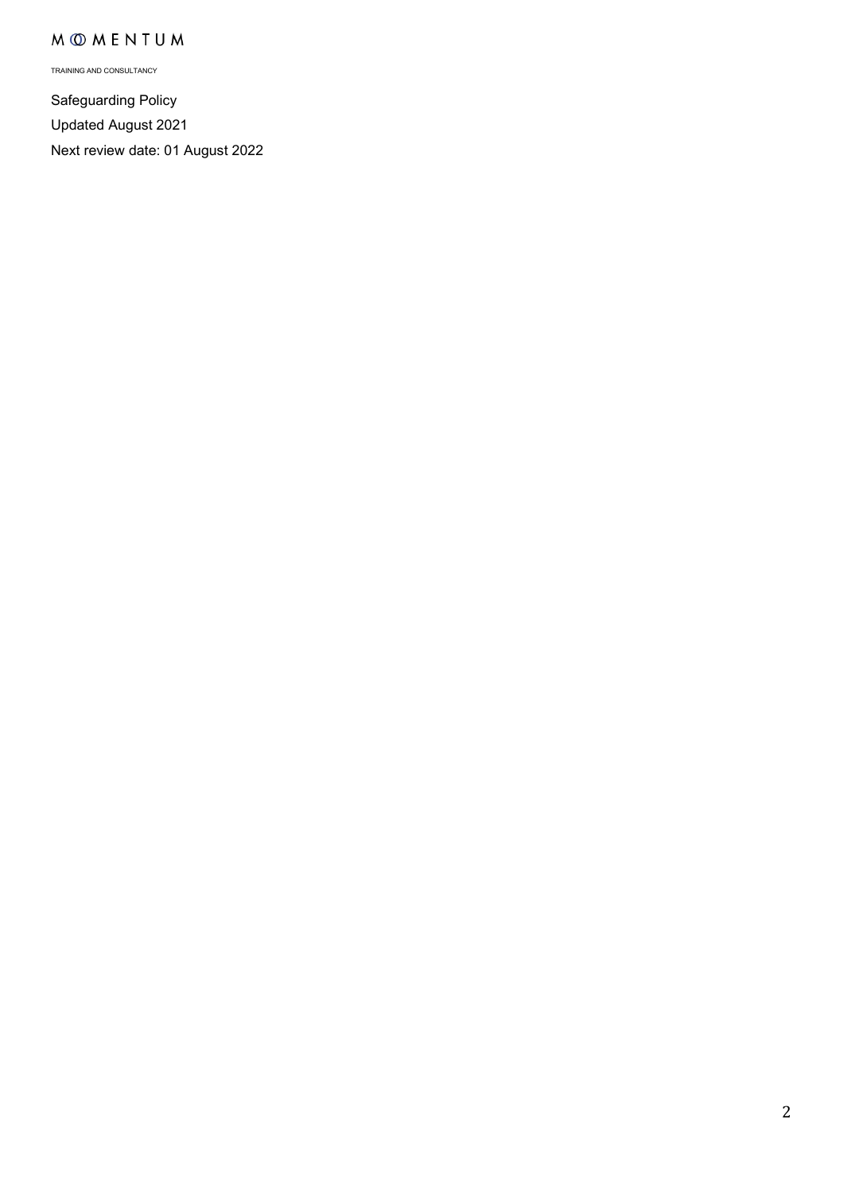MOMENTUM

TRAINING AND CONSULTANCY

Safeguarding Policy

Updated August 2021

Next review date: 01 August 2022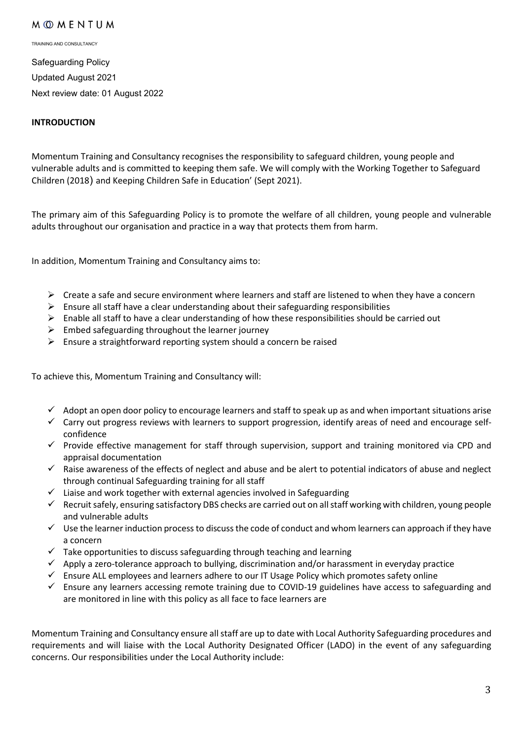MOMENTUM

TRAINING AND CONSULTANCY

Safeguarding Policy

Updated August 2021

Next review date: 01 August 2022

**INTRODUCTION**

Momentum Training and Consultancy recognises the responsibility to safeguard children, young people and vulnerable adults and is committed to keeping them safe. We will comply with the Working Together to Safeguard Children (2018) and Keeping Children Safe in Education' (Sept 2021).

The primary aim of this Safeguarding Policy is to promote the welfare of all children, young people and vulnerable adults throughout our organisation and practice in a way that protects them from harm.

In addition, Momentum Training and Consultancy aims to:

- Create a safe and secure environment where learners and staff are listened to when they have a concern
- Ensure all staff have a clear understanding about their safeguarding responsibilities
- Enable all staff to have a clear understanding of how these responsibilities should be carried out
- Embed safeguarding throughout the learner journey
- Ensure a straightforward reporting system should a concern be raised

To achieve this, Momentum Training and Consultancy will:

- ✓ Adopt an open door policy to encourage learners and staff to speak up as and when important situations arise
- ✓ Carry out progress reviews with learners to support progression, identify areas of need and encourage self-confidence
- ✓ Provide effective management for staff through supervision, support and training monitored via CPD and appraisal documentation
- ✓ Raise awareness of the effects of neglect and abuse and be alert to potential indicators of abuse and neglect through continual Safeguarding training for all staff
- ✓ Liaise and work together with external agencies involved in Safeguarding
- ✓ Recruit safely, ensuring satisfactory DBS checks are carried out on all staff working with children, young people and vulnerable adults
- ✓ Use the learner induction process to discuss the code of conduct and whom learners can approach if they have a concern
- ✓ Take opportunities to discuss safeguarding through teaching and learning
- ✓ Apply a zero-tolerance approach to bullying, discrimination and/or harassment in everyday practice
- ✓ Ensure ALL employees and learners adhere to our IT Usage Policy which promotes safety online
- ✓ Ensure any learners accessing remote training due to COVID-19 guidelines have access to safeguarding and are monitored in line with this policy as all face to face learners are

Momentum Training and Consultancy ensure all staff are up to date with Local Authority Safeguarding procedures and requirements and will liaise with the Local Authority Designated Officer (LADO) in the event of any safeguarding concerns. Our responsibilities under the Local Authority include: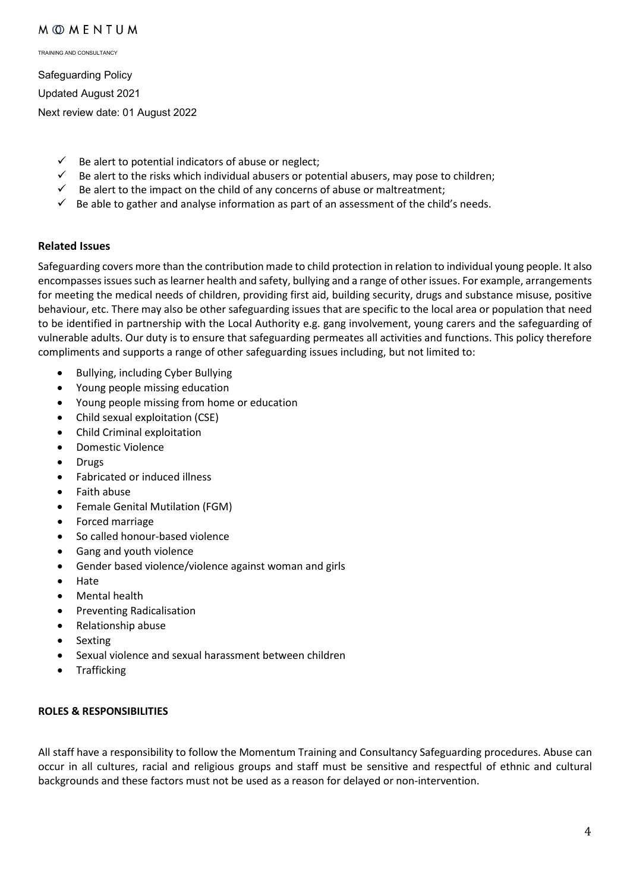- ✓ Be alert to potential indicators of abuse or neglect;
- ✓ Be alert to the risks which individual abusers or potential abusers, may pose to children;
- ✓ Be alert to the impact on the child of any concerns of abuse or maltreatment;
- ✓ Be able to gather and analyse information as part of an assessment of the child's needs.

## Related Issues

Safeguarding covers more than the contribution made to child protection in relation to individual young people. It also encompasses issues such as learner health and safety, bullying and a range of other issues. For example, arrangements for meeting the medical needs of children, providing first aid, building security, drugs and substance misuse, positive behaviour, etc. There may also be other safeguarding issues that are specific to the local area or population that need to be identified in partnership with the Local Authority e.g. gang involvement, young carers and the safeguarding of vulnerable adults. Our duty is to ensure that safeguarding permeates all activities and functions. This policy therefore compliments and supports a range of other safeguarding issues including, but not limited to:

- Bullying, including Cyber Bullying
- Young people missing education
- Young people missing from home or education
- Child sexual exploitation (CSE)
- Child Criminal exploitation
- Domestic Violence
- Drugs
- Fabricated or induced illness
- Faith abuse
- Female Genital Mutilation (FGM)
- Forced marriage
- So called honour-based violence
- Gang and youth violence
- Gender based violence/violence against woman and girls
- Hate
- Mental health
- Preventing Radicalisation
- Relationship abuse
- Sexting
- Sexual violence and sexual harassment between children
- Trafficking

## ROLES & RESPONSIBILITIES

All staff have a responsibility to follow the Momentum Training and Consultancy Safeguarding procedures. Abuse can occur in all cultures, racial and religious groups and staff must be sensitive and respectful of ethnic and cultural backgrounds and these factors must not be used as a reason for delayed or non-intervention.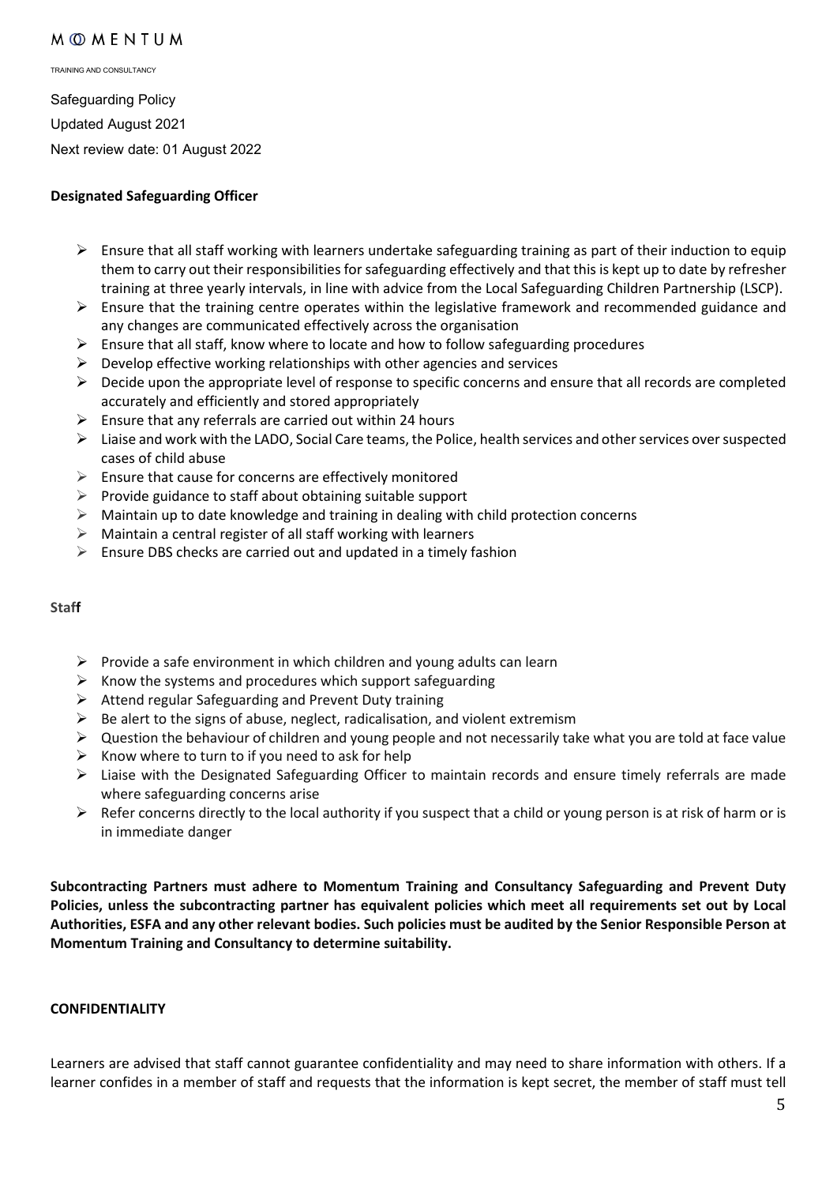Safeguarding Policy

Updated August 2021

Next review date: 01 August 2022

**Designated Safeguarding Officer**

- Ensure that all staff working with learners undertake safeguarding training as part of their induction to equip them to carry out their responsibilities for safeguarding effectively and that this is kept up to date by refresher training at three yearly intervals, in line with advice from the Local Safeguarding Children Partnership (LSCP).
- Ensure that the training centre operates within the legislative framework and recommended guidance and any changes are communicated effectively across the organisation
- Ensure that all staff, know where to locate and how to follow safeguarding procedures
- Develop effective working relationships with other agencies and services
- Decide upon the appropriate level of response to specific concerns and ensure that all records are completed accurately and efficiently and stored appropriately
- Ensure that any referrals are carried out within 24 hours
- Liaise and work with the LADO, Social Care teams, the Police, health services and other services over suspected cases of child abuse
- Ensure that cause for concerns are effectively monitored
- Provide guidance to staff about obtaining suitable support
- Maintain up to date knowledge and training in dealing with child protection concerns
- Maintain a central register of all staff working with learners
- Ensure DBS checks are carried out and updated in a timely fashion

**Staff**

- Provide a safe environment in which children and young adults can learn
- Know the systems and procedures which support safeguarding
- Attend regular Safeguarding and Prevent Duty training
- Be alert to the signs of abuse, neglect, radicalisation, and violent extremism
- Question the behaviour of children and young people and not necessarily take what you are told at face value
- Know where to turn to if you need to ask for help
- Liaise with the Designated Safeguarding Officer to maintain records and ensure timely referrals are made where safeguarding concerns arise
- Refer concerns directly to the local authority if you suspect that a child or young person is at risk of harm or is in immediate danger

**Subcontracting Partners must adhere to Momentum Training and Consultancy Safeguarding and Prevent Duty Policies, unless the subcontracting partner has equivalent policies which meet all requirements set out by Local Authorities, ESFA and any other relevant bodies. Such policies must be audited by the Senior Responsible Person at Momentum Training and Consultancy to determine suitability.**

**CONFIDENTIALITY**

Learners are advised that staff cannot guarantee confidentiality and may need to share information with others. If a learner confides in a member of staff and requests that the information is kept secret, the member of staff must tell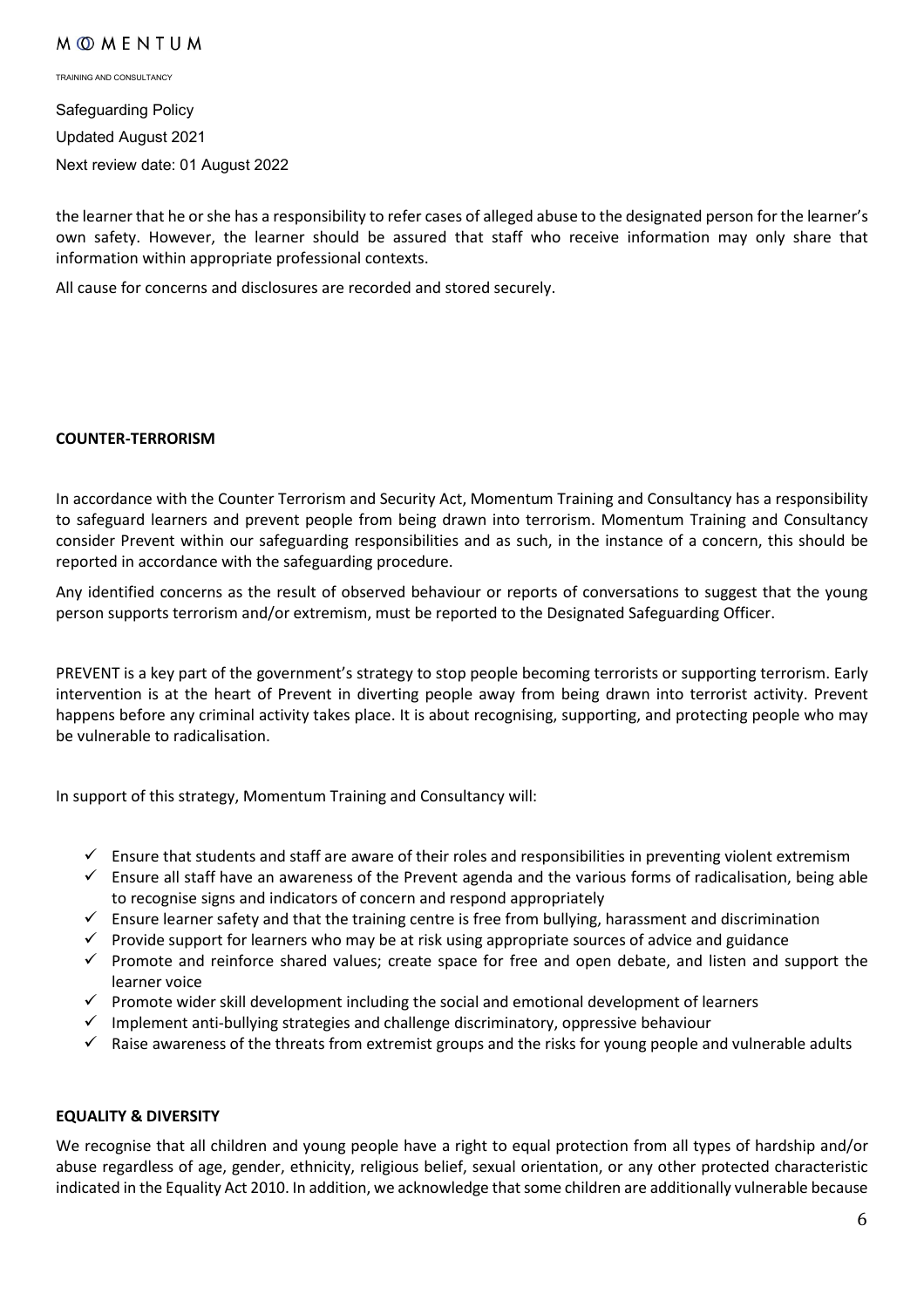the learner that he or she has a responsibility to refer cases of alleged abuse to the designated person for the learner's own safety. However, the learner should be assured that staff who receive information may only share that information within appropriate professional contexts.

All cause for concerns and disclosures are recorded and stored securely.

## COUNTER-TERRORISM

In accordance with the Counter Terrorism and Security Act, Momentum Training and Consultancy has a responsibility to safeguard learners and prevent people from being drawn into terrorism. Momentum Training and Consultancy consider Prevent within our safeguarding responsibilities and as such, in the instance of a concern, this should be reported in accordance with the safeguarding procedure.

Any identified concerns as the result of observed behaviour or reports of conversations to suggest that the young person supports terrorism and/or extremism, must be reported to the Designated Safeguarding Officer.

PREVENT is a key part of the government's strategy to stop people becoming terrorists or supporting terrorism. Early intervention is at the heart of Prevent in diverting people away from being drawn into terrorist activity. Prevent happens before any criminal activity takes place. It is about recognising, supporting, and protecting people who may be vulnerable to radicalisation.

In support of this strategy, Momentum Training and Consultancy will:

- ✓ Ensure that students and staff are aware of their roles and responsibilities in preventing violent extremism
- ✓ Ensure all staff have an awareness of the Prevent agenda and the various forms of radicalisation, being able to recognise signs and indicators of concern and respond appropriately
- ✓ Ensure learner safety and that the training centre is free from bullying, harassment and discrimination
- ✓ Provide support for learners who may be at risk using appropriate sources of advice and guidance
- ✓ Promote and reinforce shared values; create space for free and open debate, and listen and support the learner voice
- ✓ Promote wider skill development including the social and emotional development of learners
- ✓ Implement anti-bullying strategies and challenge discriminatory, oppressive behaviour
- ✓ Raise awareness of the threats from extremist groups and the risks for young people and vulnerable adults

## EQUALITY & DIVERSITY

We recognise that all children and young people have a right to equal protection from all types of hardship and/or abuse regardless of age, gender, ethnicity, religious belief, sexual orientation, or any other protected characteristic indicated in the Equality Act 2010. In addition, we acknowledge that some children are additionally vulnerable because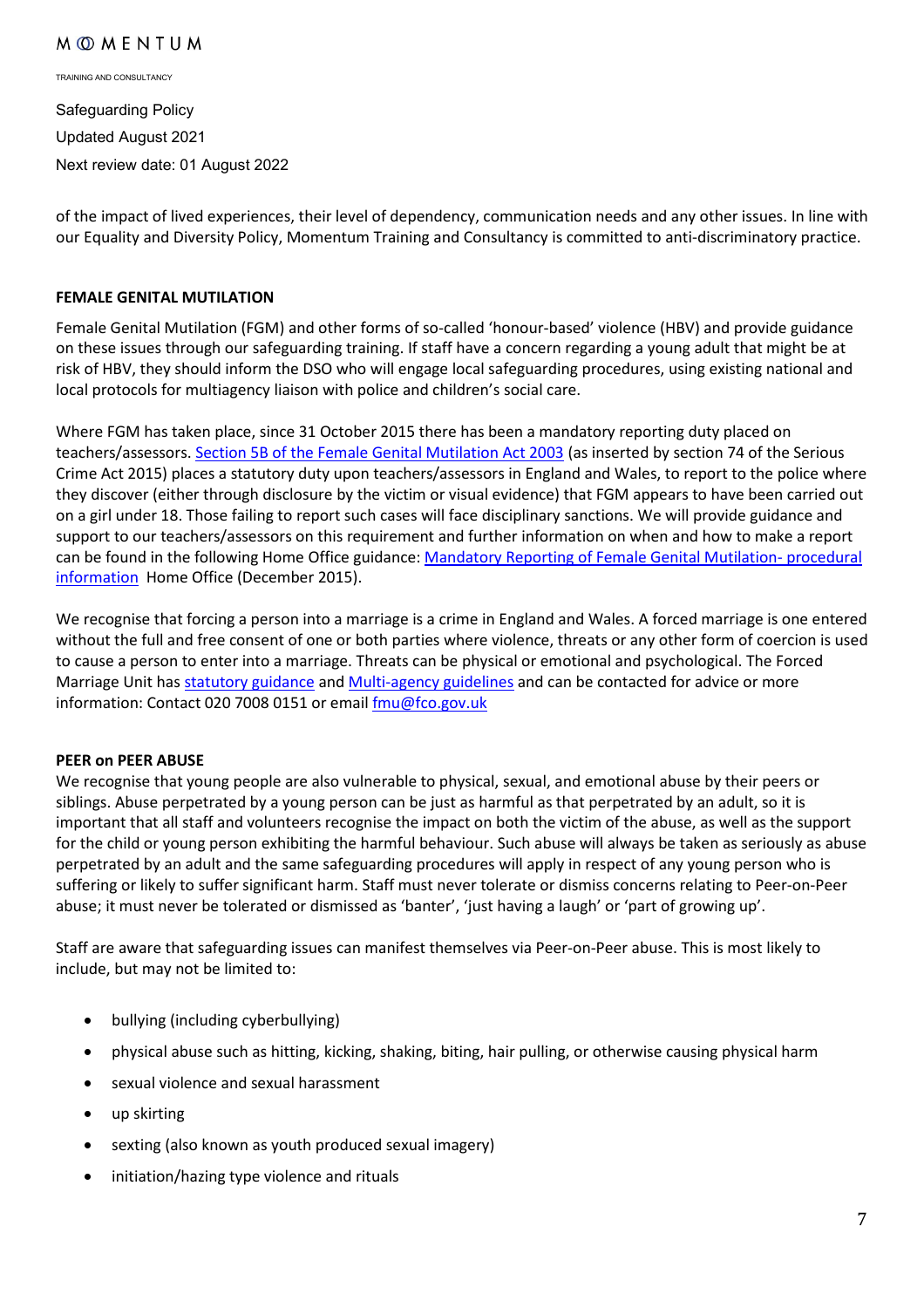of the impact of lived experiences, their level of dependency, communication needs and any other issues. In line with our Equality and Diversity Policy, Momentum Training and Consultancy is committed to anti-discriminatory practice.

**FEMALE GENITAL MUTILATION**

Female Genital Mutilation (FGM) and other forms of so-called 'honour-based' violence (HBV) and provide guidance on these issues through our safeguarding training. If staff have a concern regarding a young adult that might be at risk of HBV, they should inform the DSO who will engage local safeguarding procedures, using existing national and local protocols for multiagency liaison with police and children's social care.

Where FGM has taken place, since 31 October 2015 there has been a mandatory reporting duty placed on teachers/assessors. [Section 5B of the Female Genital Mutilation Act 2003] (as inserted by section 74 of the Serious Crime Act 2015) places a statutory duty upon teachers/assessors in England and Wales, to report to the police where they discover (either through disclosure by the victim or visual evidence) that FGM appears to have been carried out on a girl under 18. Those failing to report such cases will face disciplinary sanctions. We will provide guidance and support to our teachers/assessors on this requirement and further information on when and how to make a report can be found in the following Home Office guidance: [Mandatory Reporting of Female Genital Mutilation- procedural information] Home Office (December 2015).

We recognise that forcing a person into a marriage is a crime in England and Wales. A forced marriage is one entered without the full and free consent of one or both parties where violence, threats or any other form of coercion is used to cause a person to enter into a marriage. Threats can be physical or emotional and psychological. The Forced Marriage Unit has [statutory guidance] and [Multi-agency guidelines] and can be contacted for advice or more information: Contact 020 7008 0151 or email fmu@fco.gov.uk

**PEER on PEER ABUSE**

We recognise that young people are also vulnerable to physical, sexual, and emotional abuse by their peers or siblings. Abuse perpetrated by a young person can be just as harmful as that perpetrated by an adult, so it is important that all staff and volunteers recognise the impact on both the victim of the abuse, as well as the support for the child or young person exhibiting the harmful behaviour. Such abuse will always be taken as seriously as abuse perpetrated by an adult and the same safeguarding procedures will apply in respect of any young person who is suffering or likely to suffer significant harm. Staff must never tolerate or dismiss concerns relating to Peer-on-Peer abuse; it must never be tolerated or dismissed as 'banter', 'just having a laugh' or 'part of growing up'.

Staff are aware that safeguarding issues can manifest themselves via Peer-on-Peer abuse. This is most likely to include, but may not be limited to:

- bullying (including cyberbullying)
- physical abuse such as hitting, kicking, shaking, biting, hair pulling, or otherwise causing physical harm
- sexual violence and sexual harassment
- up skirting
- sexting (also known as youth produced sexual imagery)
- initiation/hazing type violence and rituals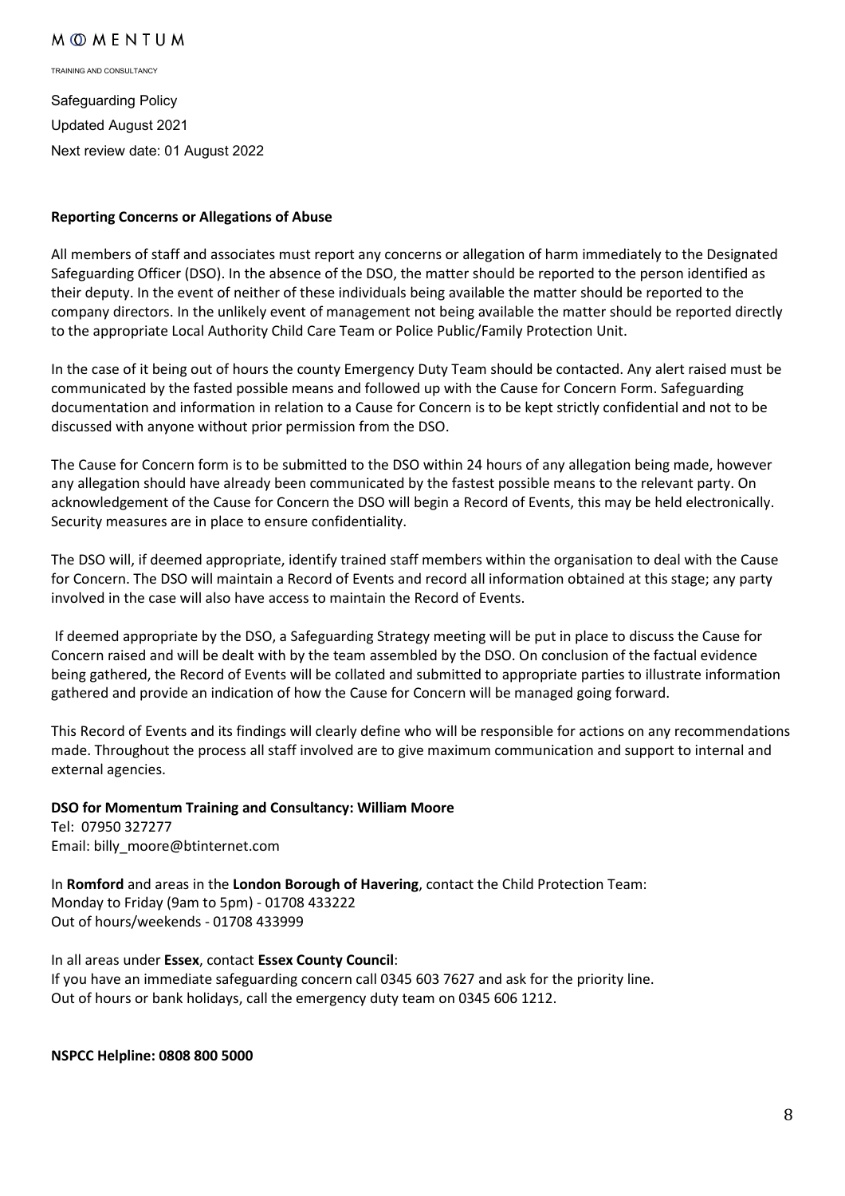**Reporting Concerns or Allegations of Abuse**

All members of staff and associates must report any concerns or allegation of harm immediately to the Designated Safeguarding Officer (DSO). In the absence of the DSO, the matter should be reported to the person identified as their deputy. In the event of neither of these individuals being available the matter should be reported to the company directors. In the unlikely event of management not being available the matter should be reported directly to the appropriate Local Authority Child Care Team or Police Public/Family Protection Unit.

In the case of it being out of hours the county Emergency Duty Team should be contacted. Any alert raised must be communicated by the fasted possible means and followed up with the Cause for Concern Form. Safeguarding documentation and information in relation to a Cause for Concern is to be kept strictly confidential and not to be discussed with anyone without prior permission from the DSO.

The Cause for Concern form is to be submitted to the DSO within 24 hours of any allegation being made, however any allegation should have already been communicated by the fastest possible means to the relevant party. On acknowledgement of the Cause for Concern the DSO will begin a Record of Events, this may be held electronically. Security measures are in place to ensure confidentiality.

The DSO will, if deemed appropriate, identify trained staff members within the organisation to deal with the Cause for Concern. The DSO will maintain a Record of Events and record all information obtained at this stage; any party involved in the case will also have access to maintain the Record of Events.

If deemed appropriate by the DSO, a Safeguarding Strategy meeting will be put in place to discuss the Cause for Concern raised and will be dealt with by the team assembled by the DSO. On conclusion of the factual evidence being gathered, the Record of Events will be collated and submitted to appropriate parties to illustrate information gathered and provide an indication of how the Cause for Concern will be managed going forward.

This Record of Events and its findings will clearly define who will be responsible for actions on any recommendations made. Throughout the process all staff involved are to give maximum communication and support to internal and external agencies.

**DSO for Momentum Training and Consultancy: William Moore**
Tel: 07950 327277
Email: billy_moore@btinternet.com

In **Romford** and areas in the **London Borough of Havering**, contact the Child Protection Team:
Monday to Friday (9am to 5pm) - 01708 433222
Out of hours/weekends - 01708 433999

In all areas under **Essex**, contact **Essex County Council**:
If you have an immediate safeguarding concern call 0345 603 7627 and ask for the priority line.
Out of hours or bank holidays, call the emergency duty team on 0345 606 1212.

**NSPCC Helpline: 0808 800 5000**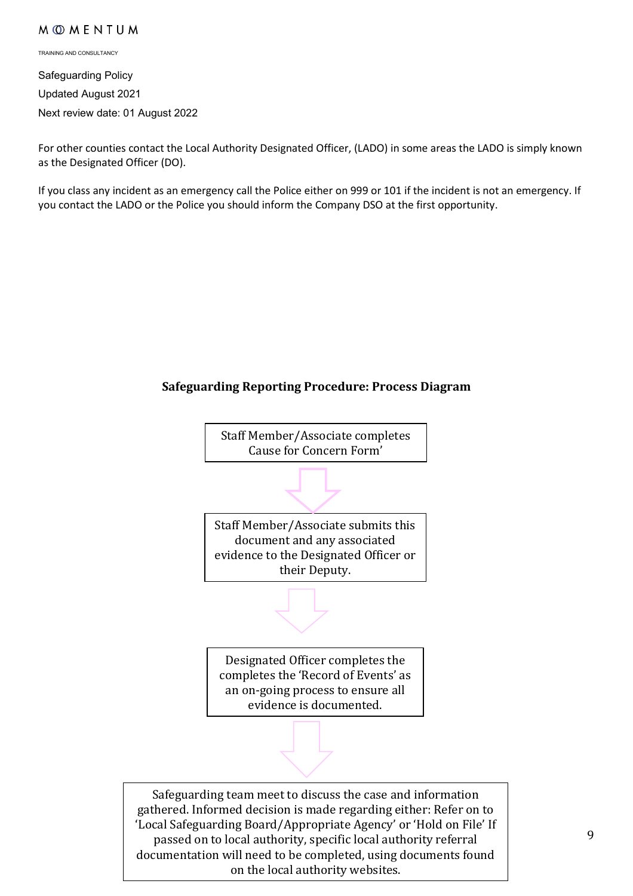For other counties contact the Local Authority Designated Officer, (LADO) in some areas the LADO is simply known as the Designated Officer (DO).

If you class any incident as an emergency call the Police either on 999 or 101 if the incident is not an emergency. If you contact the LADO or the Police you should inform the Company DSO at the first opportunity.

### Safeguarding Reporting Procedure: Process Diagram

Staff Member/Associate completes Cause for Concern Form'

↓

Staff Member/Associate submits this document and any associated evidence to the Designated Officer or their Deputy.

↓

Designated Officer completes the completes the 'Record of Events' as an on-going process to ensure all evidence is documented.

↓

Safeguarding team meet to discuss the case and information gathered. Informed decision is made regarding either: Refer on to 'Local Safeguarding Board/Appropriate Agency' or 'Hold on File' If passed on to local authority, specific local authority referral documentation will need to be completed, using documents found on the local authority websites.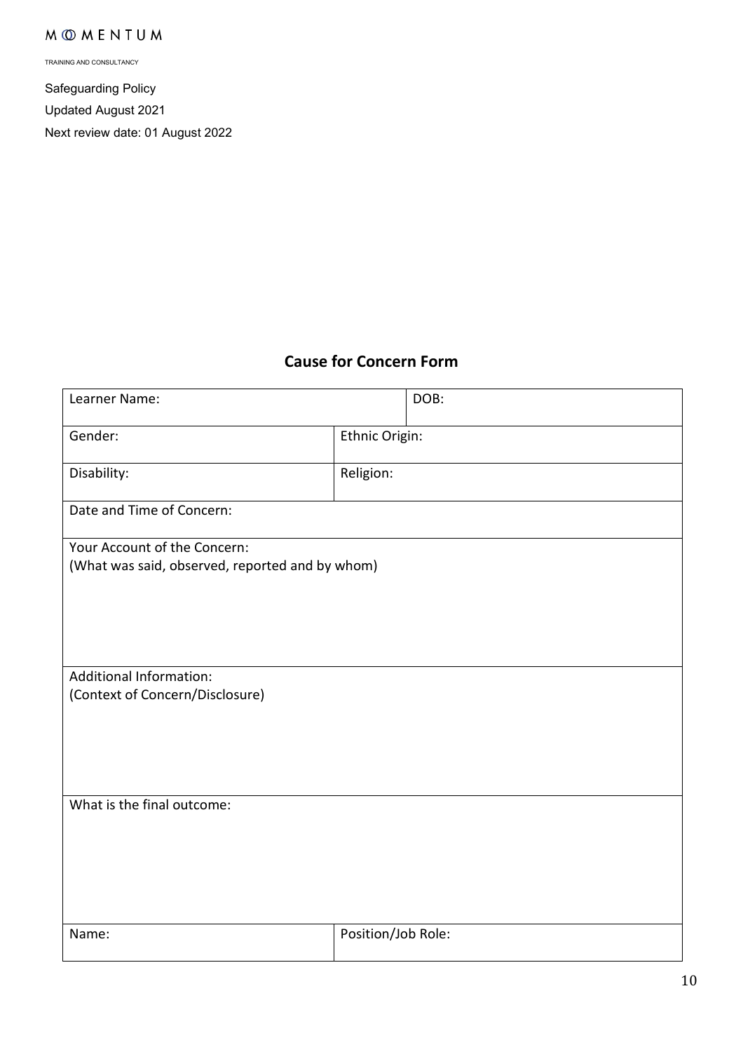## Cause for Concern Form

| Learner Name: | | DOB: |
|---|---|---|
| Gender: | Ethnic Origin: | |
| Disability: | Religion: | |
| Date and Time of Concern: | | |
| Your Account of the Concern:<br>(What was said, observed, reported and by whom) | | |
| Additional Information:<br>(Context of Concern/Disclosure) | | |
| What is the final outcome: | | |
| Name: | Position/Job Role: | |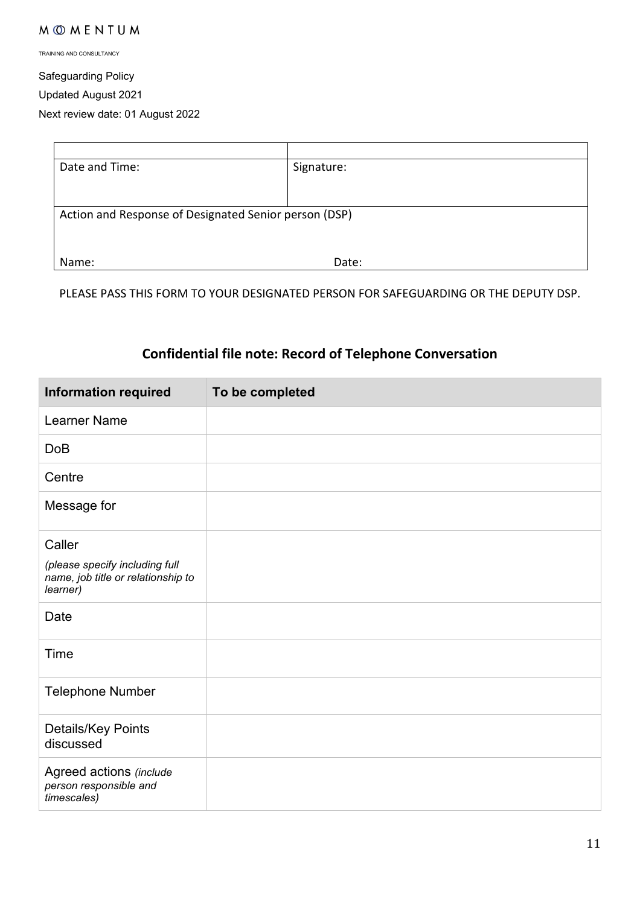MOMENTUM

TRAINING AND CONSULTANCY

Safeguarding Policy

Updated August 2021

Next review date: 01 August 2022

| | |
|---|---|
| Date and Time: | Signature: |
| Action and Response of Designated Senior person (DSP) | |
| Name: | Date: |

PLEASE PASS THIS FORM TO YOUR DESIGNATED PERSON FOR SAFEGUARDING OR THE DEPUTY DSP.

## Confidential file note: Record of Telephone Conversation

| **Information required** | **To be completed** |
|---|---|
| Learner Name | |
| DoB | |
| Centre | |
| Message for | |
| Caller *(please specify including full name, job title or relationship to learner)* | |
| Date | |
| Time | |
| Telephone Number | |
| Details/Key Points discussed | |
| Agreed actions *(include person responsible and timescales)* | |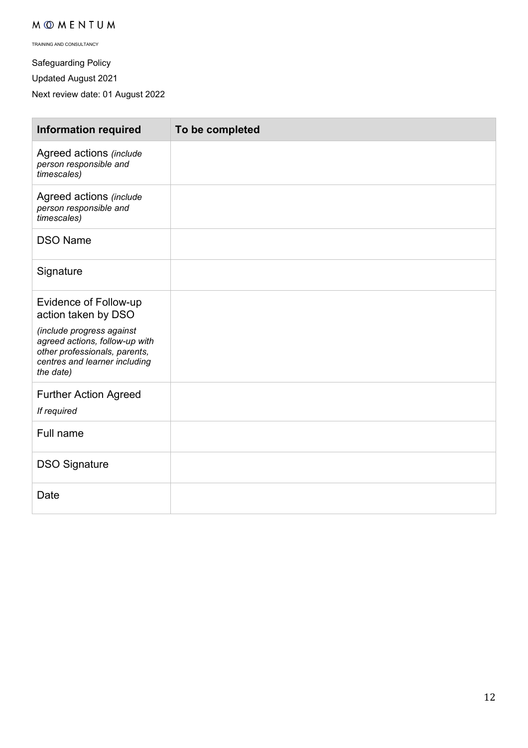Safeguarding Policy

Updated August 2021

Next review date: 01 August 2022

| Information required | To be completed |
|---|---|
| Agreed actions *(include person responsible and timescales)* | |
| Agreed actions *(include person responsible and timescales)* | |
| DSO Name | |
| Signature | |
| Evidence of Follow-up action taken by DSO *(include progress against agreed actions, follow-up with other professionals, parents, centres and learner including the date)* | |
| Further Action Agreed *If required* | |
| Full name | |
| DSO Signature | |
| Date | |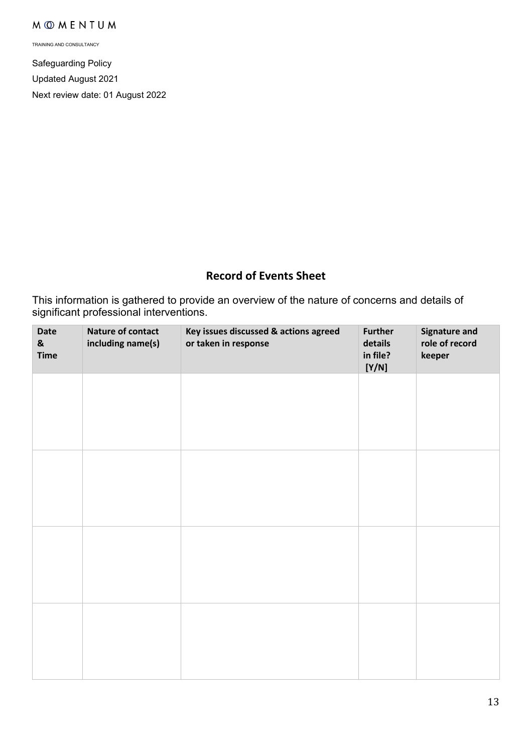MOMENTUM

TRAINING AND CONSULTANCY

Safeguarding Policy

Updated August 2021

Next review date: 01 August 2022

## Record of Events Sheet

This information is gathered to provide an overview of the nature of concerns and details of significant professional interventions.

| Date & Time | Nature of contact including name(s) | Key issues discussed & actions agreed or taken in response | Further details in file? [Y/N] | Signature and role of record keeper |
| --- | --- | --- | --- | --- |
| | | | | |
| | | | | |
| | | | | |
| | | | | |